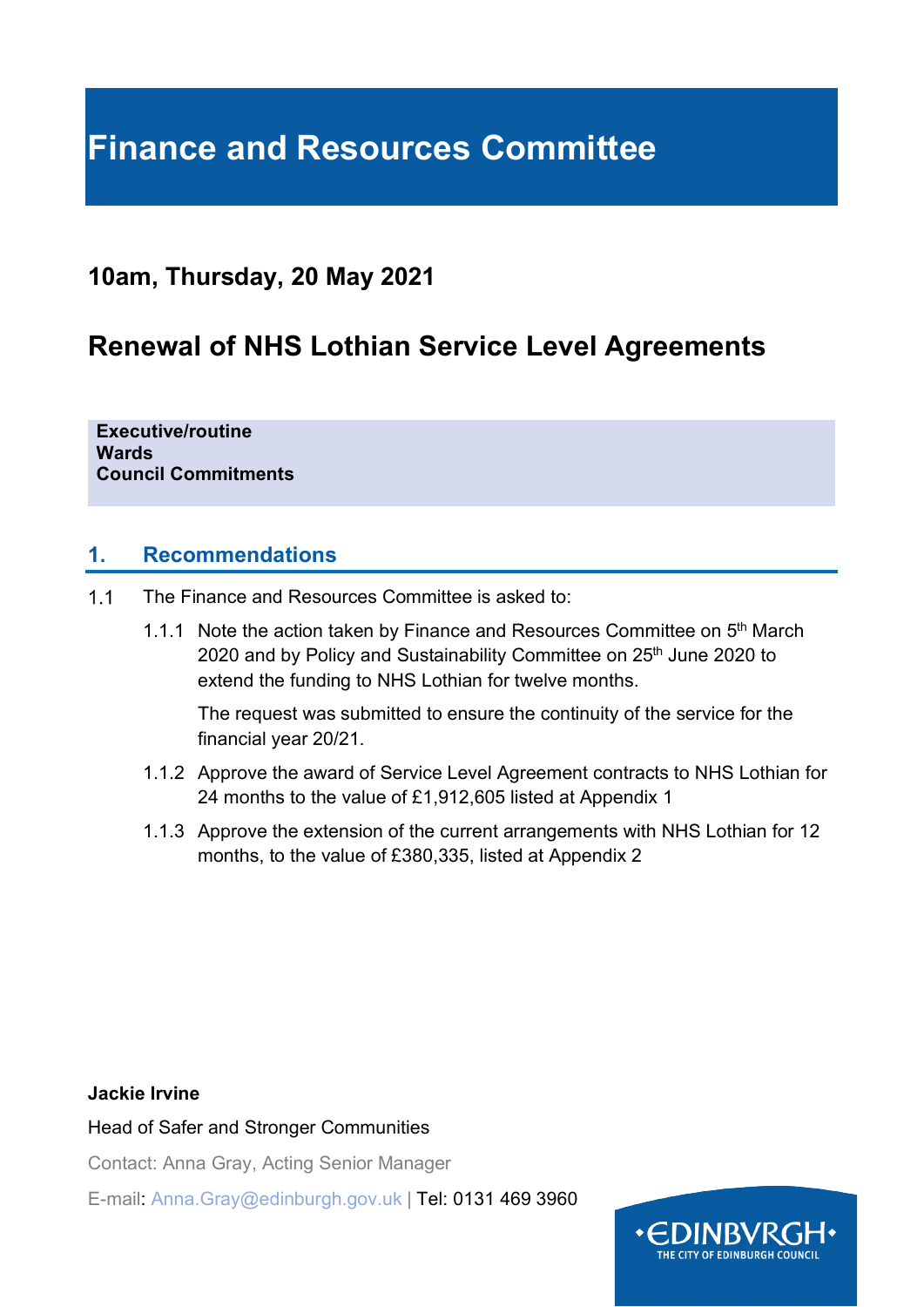# Finance and Resources Committee

## 10am, Thursday, 20 May 2021

## Renewal of NHS Lothian Service Level Agreements

**Executive/routine**
**Wards**
**Council Commitments**

### 1. Recommendations

1.1 The Finance and Resources Committee is asked to:

1.1.1 Note the action taken by Finance and Resources Committee on 5th March 2020 and by Policy and Sustainability Committee on 25th June 2020 to extend the funding to NHS Lothian for twelve months.

The request was submitted to ensure the continuity of the service for the financial year 20/21.

1.1.2 Approve the award of Service Level Agreement contracts to NHS Lothian for 24 months to the value of £1,912,605 listed at Appendix 1

1.1.3 Approve the extension of the current arrangements with NHS Lothian for 12 months, to the value of £380,335, listed at Appendix 2

**Jackie Irvine**

Head of Safer and Stronger Communities

Contact: Anna Gray, Acting Senior Manager

E-mail: Anna.Gray@edinburgh.gov.uk | Tel: 0131 469 3960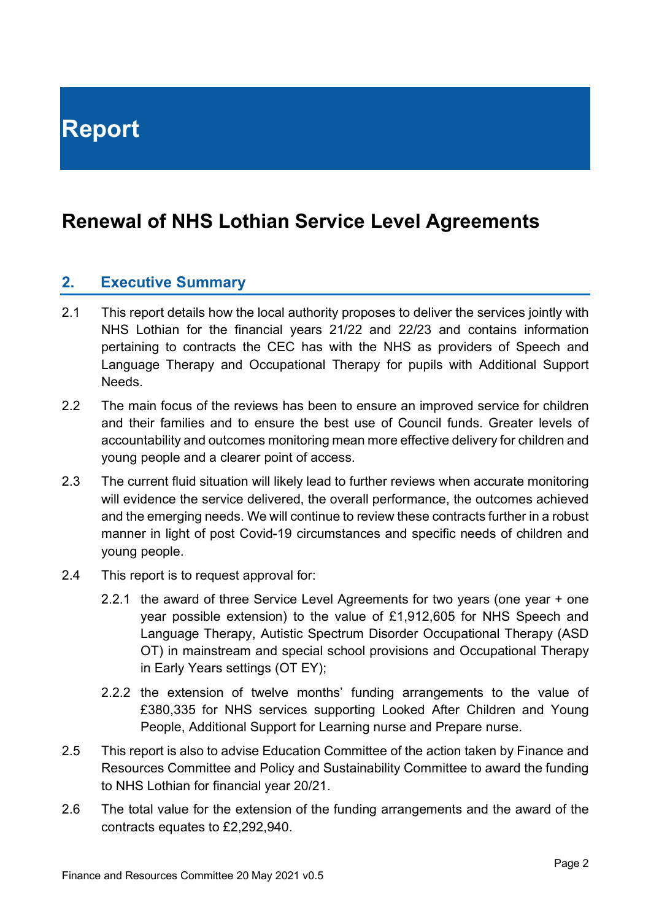# Report

## Renewal of NHS Lothian Service Level Agreements

### 2. Executive Summary

2.1 This report details how the local authority proposes to deliver the services jointly with NHS Lothian for the financial years 21/22 and 22/23 and contains information pertaining to contracts the CEC has with the NHS as providers of Speech and Language Therapy and Occupational Therapy for pupils with Additional Support Needs.

2.2 The main focus of the reviews has been to ensure an improved service for children and their families and to ensure the best use of Council funds. Greater levels of accountability and outcomes monitoring mean more effective delivery for children and young people and a clearer point of access.

2.3 The current fluid situation will likely lead to further reviews when accurate monitoring will evidence the service delivered, the overall performance, the outcomes achieved and the emerging needs. We will continue to review these contracts further in a robust manner in light of post Covid-19 circumstances and specific needs of children and young people.

2.4 This report is to request approval for:

2.2.1 the award of three Service Level Agreements for two years (one year + one year possible extension) to the value of £1,912,605 for NHS Speech and Language Therapy, Autistic Spectrum Disorder Occupational Therapy (ASD OT) in mainstream and special school provisions and Occupational Therapy in Early Years settings (OT EY);

2.2.2 the extension of twelve months' funding arrangements to the value of £380,335 for NHS services supporting Looked After Children and Young People, Additional Support for Learning nurse and Prepare nurse.

2.5 This report is also to advise Education Committee of the action taken by Finance and Resources Committee and Policy and Sustainability Committee to award the funding to NHS Lothian for financial year 20/21.

2.6 The total value for the extension of the funding arrangements and the award of the contracts equates to £2,292,940.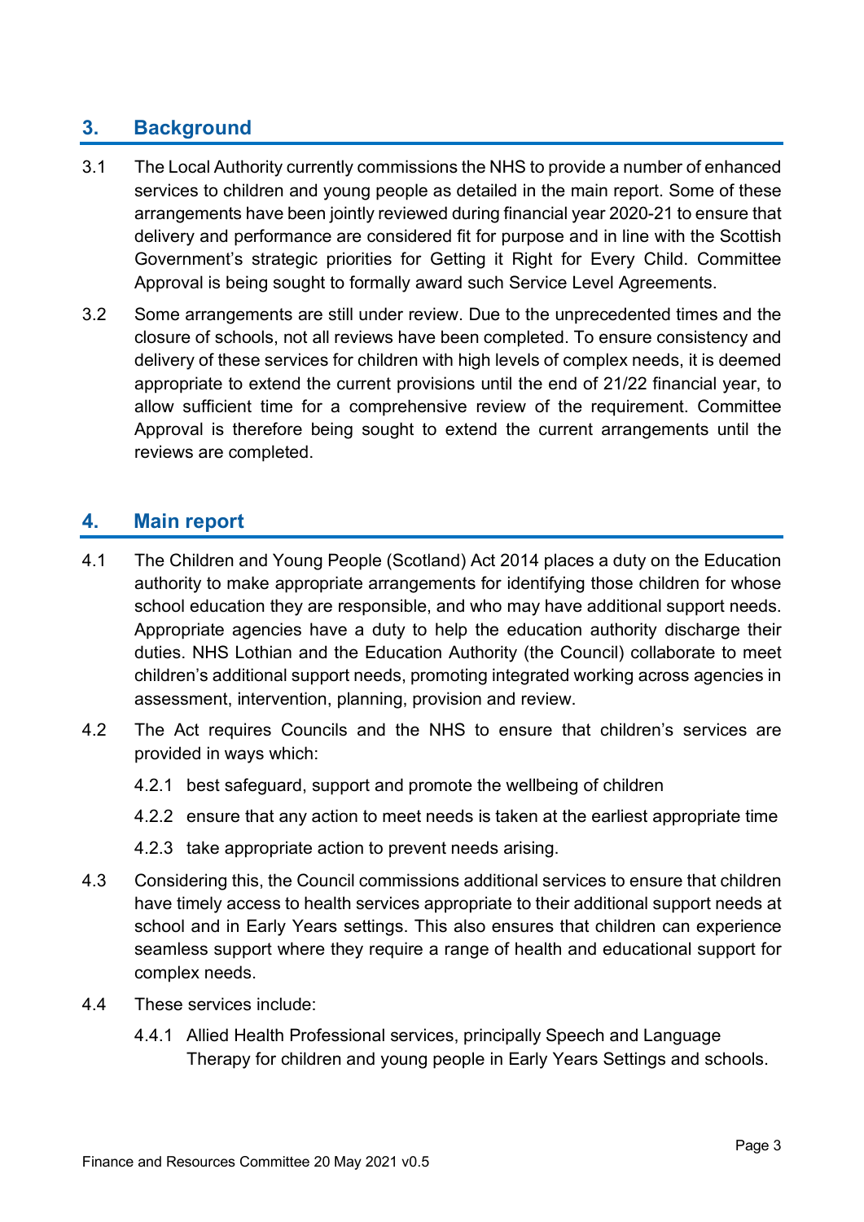## 3. Background

3.1 The Local Authority currently commissions the NHS to provide a number of enhanced services to children and young people as detailed in the main report. Some of these arrangements have been jointly reviewed during financial year 2020-21 to ensure that delivery and performance are considered fit for purpose and in line with the Scottish Government's strategic priorities for Getting it Right for Every Child. Committee Approval is being sought to formally award such Service Level Agreements.

3.2 Some arrangements are still under review. Due to the unprecedented times and the closure of schools, not all reviews have been completed. To ensure consistency and delivery of these services for children with high levels of complex needs, it is deemed appropriate to extend the current provisions until the end of 21/22 financial year, to allow sufficient time for a comprehensive review of the requirement. Committee Approval is therefore being sought to extend the current arrangements until the reviews are completed.

## 4. Main report

4.1 The Children and Young People (Scotland) Act 2014 places a duty on the Education authority to make appropriate arrangements for identifying those children for whose school education they are responsible, and who may have additional support needs. Appropriate agencies have a duty to help the education authority discharge their duties. NHS Lothian and the Education Authority (the Council) collaborate to meet children's additional support needs, promoting integrated working across agencies in assessment, intervention, planning, provision and review.

4.2 The Act requires Councils and the NHS to ensure that children's services are provided in ways which:

4.2.1 best safeguard, support and promote the wellbeing of children

4.2.2 ensure that any action to meet needs is taken at the earliest appropriate time

4.2.3 take appropriate action to prevent needs arising.

4.3 Considering this, the Council commissions additional services to ensure that children have timely access to health services appropriate to their additional support needs at school and in Early Years settings. This also ensures that children can experience seamless support where they require a range of health and educational support for complex needs.

4.4 These services include:

4.4.1 Allied Health Professional services, principally Speech and Language Therapy for children and young people in Early Years Settings and schools.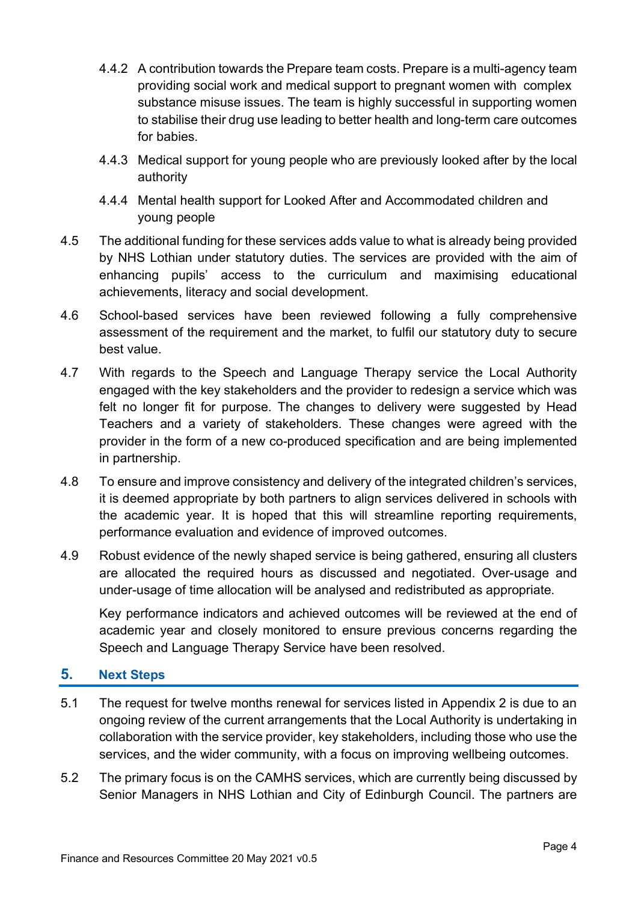4.4.2 A contribution towards the Prepare team costs. Prepare is a multi-agency team providing social work and medical support to pregnant women with complex substance misuse issues. The team is highly successful in supporting women to stabilise their drug use leading to better health and long-term care outcomes for babies.

4.4.3 Medical support for young people who are previously looked after by the local authority

4.4.4 Mental health support for Looked After and Accommodated children and young people

4.5 The additional funding for these services adds value to what is already being provided by NHS Lothian under statutory duties. The services are provided with the aim of enhancing pupils' access to the curriculum and maximising educational achievements, literacy and social development.

4.6 School-based services have been reviewed following a fully comprehensive assessment of the requirement and the market, to fulfil our statutory duty to secure best value.

4.7 With regards to the Speech and Language Therapy service the Local Authority engaged with the key stakeholders and the provider to redesign a service which was felt no longer fit for purpose. The changes to delivery were suggested by Head Teachers and a variety of stakeholders. These changes were agreed with the provider in the form of a new co-produced specification and are being implemented in partnership.

4.8 To ensure and improve consistency and delivery of the integrated children's services, it is deemed appropriate by both partners to align services delivered in schools with the academic year. It is hoped that this will streamline reporting requirements, performance evaluation and evidence of improved outcomes.

4.9 Robust evidence of the newly shaped service is being gathered, ensuring all clusters are allocated the required hours as discussed and negotiated. Over-usage and under-usage of time allocation will be analysed and redistributed as appropriate.

Key performance indicators and achieved outcomes will be reviewed at the end of academic year and closely monitored to ensure previous concerns regarding the Speech and Language Therapy Service have been resolved.

## 5. Next Steps

5.1 The request for twelve months renewal for services listed in Appendix 2 is due to an ongoing review of the current arrangements that the Local Authority is undertaking in collaboration with the service provider, key stakeholders, including those who use the services, and the wider community, with a focus on improving wellbeing outcomes.

5.2 The primary focus is on the CAMHS services, which are currently being discussed by Senior Managers in NHS Lothian and City of Edinburgh Council. The partners are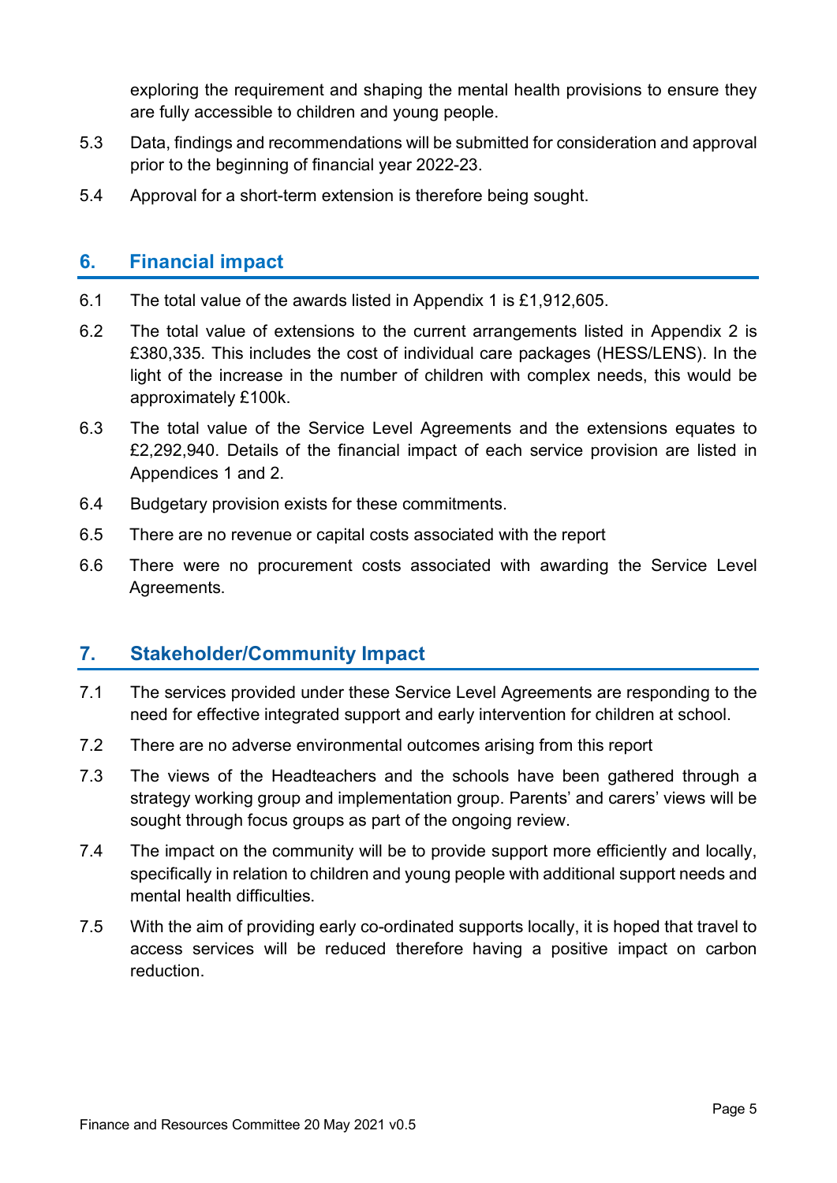exploring the requirement and shaping the mental health provisions to ensure they are fully accessible to children and young people.

5.3 Data, findings and recommendations will be submitted for consideration and approval prior to the beginning of financial year 2022-23.

5.4 Approval for a short-term extension is therefore being sought.

## 6. Financial impact

6.1 The total value of the awards listed in Appendix 1 is £1,912,605.

6.2 The total value of extensions to the current arrangements listed in Appendix 2 is £380,335. This includes the cost of individual care packages (HESS/LENS). In the light of the increase in the number of children with complex needs, this would be approximately £100k.

6.3 The total value of the Service Level Agreements and the extensions equates to £2,292,940. Details of the financial impact of each service provision are listed in Appendices 1 and 2.

6.4 Budgetary provision exists for these commitments.

6.5 There are no revenue or capital costs associated with the report

6.6 There were no procurement costs associated with awarding the Service Level Agreements.

## 7. Stakeholder/Community Impact

7.1 The services provided under these Service Level Agreements are responding to the need for effective integrated support and early intervention for children at school.

7.2 There are no adverse environmental outcomes arising from this report

7.3 The views of the Headteachers and the schools have been gathered through a strategy working group and implementation group. Parents' and carers' views will be sought through focus groups as part of the ongoing review.

7.4 The impact on the community will be to provide support more efficiently and locally, specifically in relation to children and young people with additional support needs and mental health difficulties.

7.5 With the aim of providing early co-ordinated supports locally, it is hoped that travel to access services will be reduced therefore having a positive impact on carbon reduction.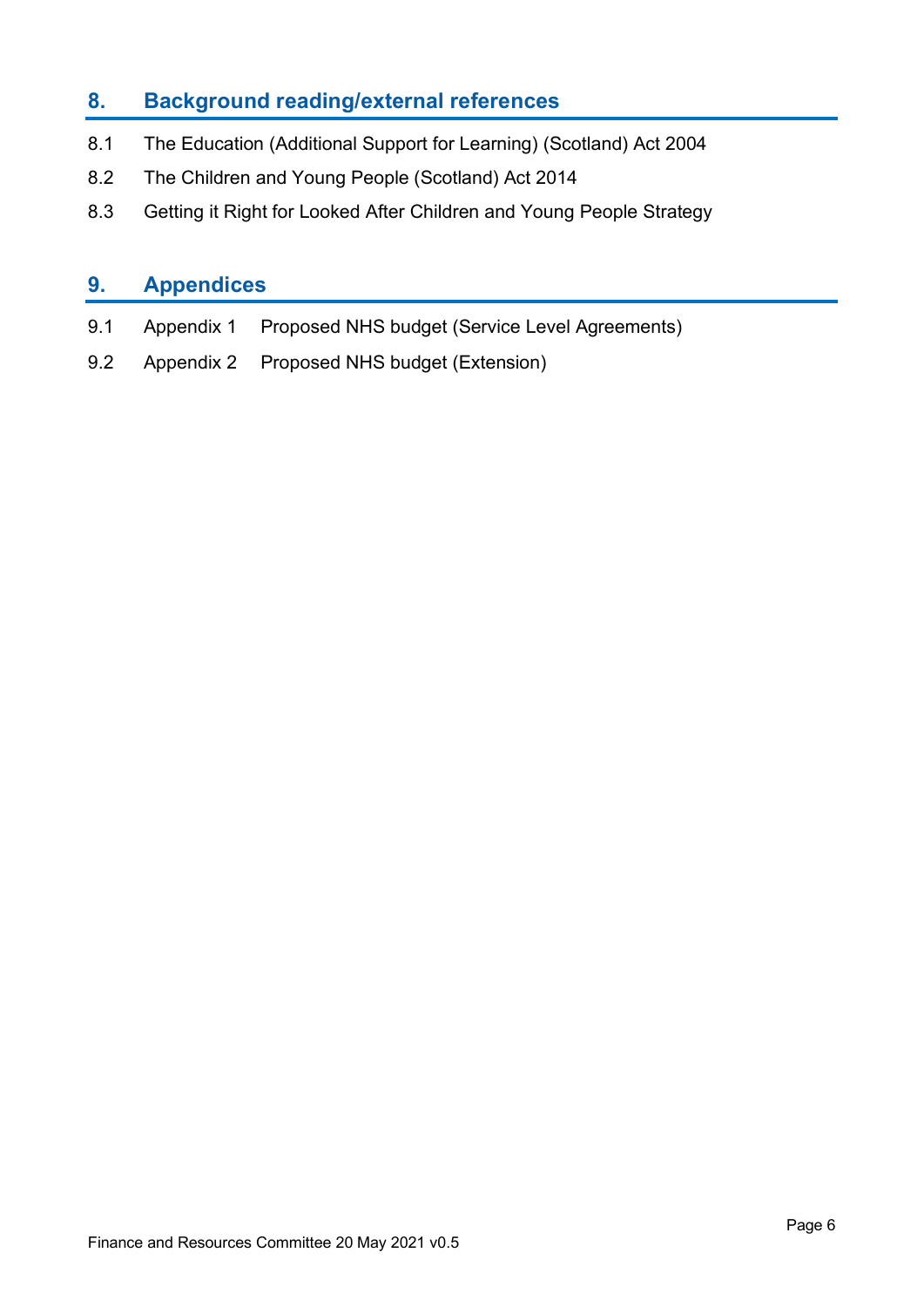## 8. Background reading/external references

8.1 The Education (Additional Support for Learning) (Scotland) Act 2004

8.2 The Children and Young People (Scotland) Act 2014

8.3 Getting it Right for Looked After Children and Young People Strategy

## 9. Appendices

9.1 Appendix 1 Proposed NHS budget (Service Level Agreements)

9.2 Appendix 2 Proposed NHS budget (Extension)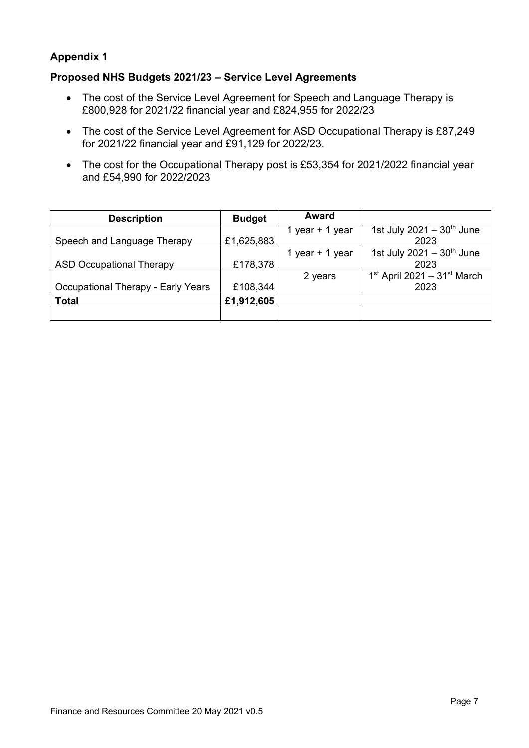## Appendix 1

### Proposed NHS Budgets 2021/23 – Service Level Agreements

- The cost of the Service Level Agreement for Speech and Language Therapy is £800,928 for 2021/22 financial year and £824,955 for 2022/23
- The cost of the Service Level Agreement for ASD Occupational Therapy is £87,249 for 2021/22 financial year and £91,129 for 2022/23.
- The cost for the Occupational Therapy post is £53,354 for 2021/2022 financial year and £54,990 for 2022/2023

| Description | Budget | Award | |
|---|---|---|---|
| Speech and Language Therapy | £1,625,883 | 1 year + 1 year | 1st July 2021 – 30th June 2023 |
| ASD Occupational Therapy | £178,378 | 1 year + 1 year | 1st July 2021 – 30th June 2023 |
| Occupational Therapy - Early Years | £108,344 | 2 years | 1st April 2021 – 31st March 2023 |
| **Total** | **£1,912,605** | | |
| | | | |

Finance and Resources Committee 20 May 2021 v0.5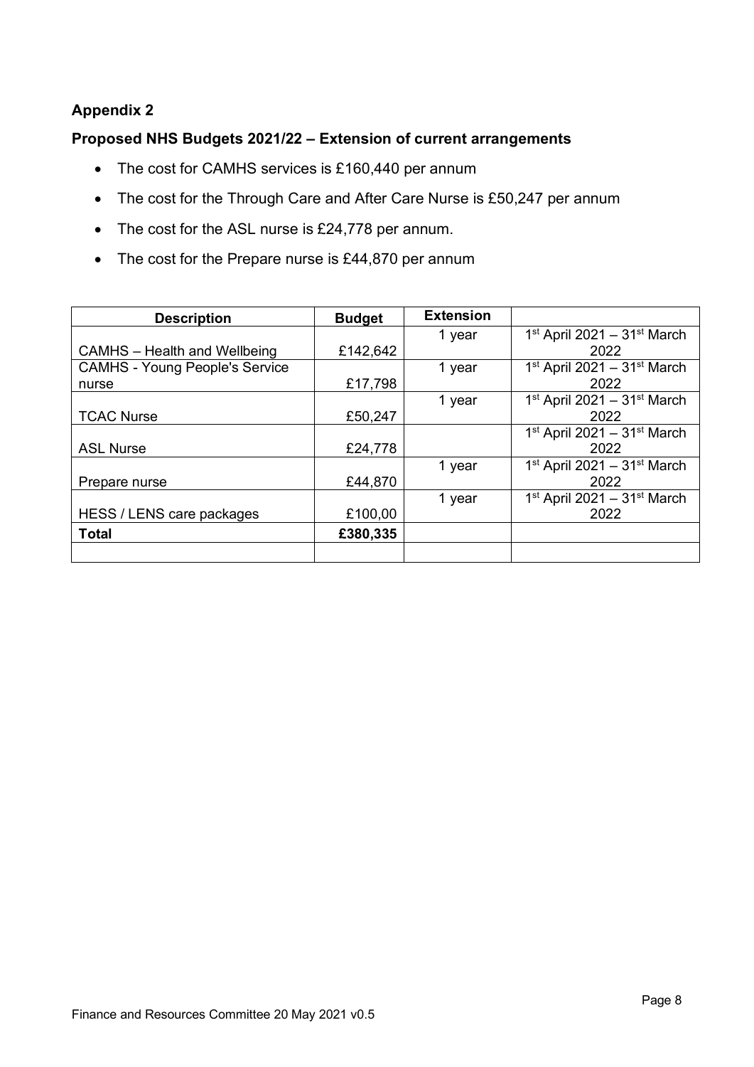**Appendix 2**

**Proposed NHS Budgets 2021/22 – Extension of current arrangements**

- The cost for CAMHS services is £160,440 per annum
- The cost for the Through Care and After Care Nurse is £50,247 per annum
- The cost for the ASL nurse is £24,778 per annum.
- The cost for the Prepare nurse is £44,870 per annum

| Description | Budget | Extension | |
|---|---|---|---|
| CAMHS – Health and Wellbeing | £142,642 | 1 year | 1st April 2021 – 31st March 2022 |
| CAMHS - Young People's Service nurse | £17,798 | 1 year | 1st April 2021 – 31st March 2022 |
| TCAC Nurse | £50,247 | 1 year | 1st April 2021 – 31st March 2022 |
| ASL Nurse | £24,778 | | 1st April 2021 – 31st March 2022 |
| Prepare nurse | £44,870 | 1 year | 1st April 2021 – 31st March 2022 |
| HESS / LENS care packages | £100,00 | 1 year | 1st April 2021 – 31st March 2022 |
| **Total** | **£380,335** | | |
| | | | |

Finance and Resources Committee 20 May 2021 v0.5